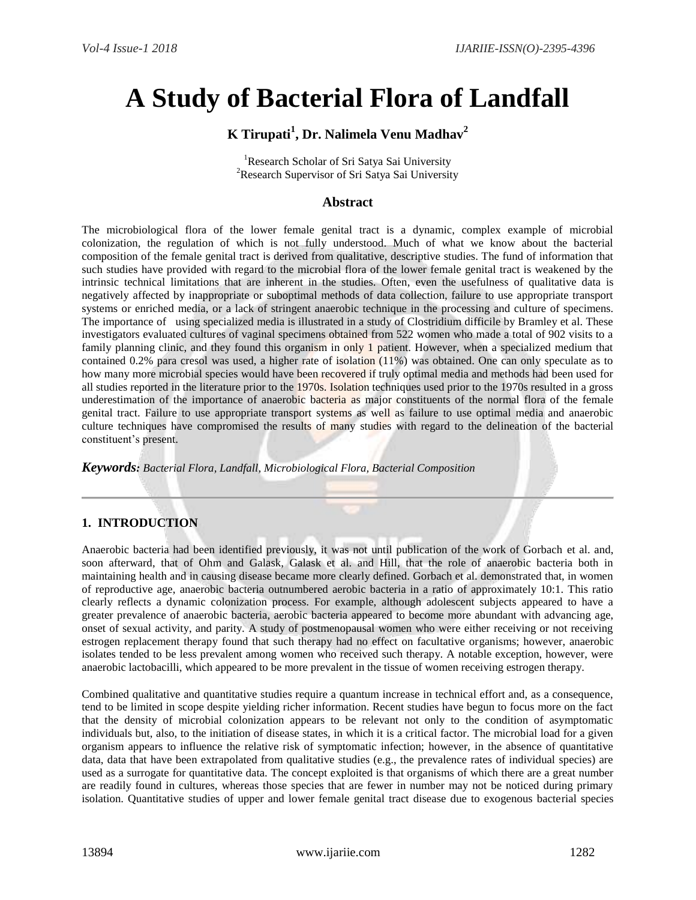# A Study of Bacterial Flora of Landfall

**K Tirupati[1], Dr. Nalimela Venu Madhav[2]**

[1]Research Scholar of Sri Satya Sai University
[2]Research Supervisor of Sri Satya Sai University

## Abstract

The microbiological flora of the lower female genital tract is a dynamic, complex example of microbial colonization, the regulation of which is not fully understood. Much of what we know about the bacterial composition of the female genital tract is derived from qualitative, descriptive studies. The fund of information that such studies have provided with regard to the microbial flora of the lower female genital tract is weakened by the intrinsic technical limitations that are inherent in the studies. Often, even the usefulness of qualitative data is negatively affected by inappropriate or suboptimal methods of data collection, failure to use appropriate transport systems or enriched media, or a lack of stringent anaerobic technique in the processing and culture of specimens. The importance of using specialized media is illustrated in a study of Clostridium difficile by Bramley et al. These investigators evaluated cultures of vaginal specimens obtained from 522 women who made a total of 902 visits to a family planning clinic, and they found this organism in only 1 patient. However, when a specialized medium that contained 0.2% para cresol was used, a higher rate of isolation (11%) was obtained. One can only speculate as to how many more microbial species would have been recovered if truly optimal media and methods had been used for all studies reported in the literature prior to the 1970s. Isolation techniques used prior to the 1970s resulted in a gross underestimation of the importance of anaerobic bacteria as major constituents of the normal flora of the female genital tract. Failure to use appropriate transport systems as well as failure to use optimal media and anaerobic culture techniques have compromised the results of many studies with regard to the delineation of the bacterial constituent's present.

***Keywords:*** *Bacterial Flora, Landfall, Microbiological Flora, Bacterial Composition*

---

## 1. INTRODUCTION

Anaerobic bacteria had been identified previously, it was not until publication of the work of Gorbach et al. and, soon afterward, that of Ohm and Galask, Galask et al. and Hill, that the role of anaerobic bacteria both in maintaining health and in causing disease became more clearly defined. Gorbach et al. demonstrated that, in women of reproductive age, anaerobic bacteria outnumbered aerobic bacteria in a ratio of approximately 10:1. This ratio clearly reflects a dynamic colonization process. For example, although adolescent subjects appeared to have a greater prevalence of anaerobic bacteria, aerobic bacteria appeared to become more abundant with advancing age, onset of sexual activity, and parity. A study of postmenopausal women who were either receiving or not receiving estrogen replacement therapy found that such therapy had no effect on facultative organisms; however, anaerobic isolates tended to be less prevalent among women who received such therapy. A notable exception, however, were anaerobic lactobacilli, which appeared to be more prevalent in the tissue of women receiving estrogen therapy.

Combined qualitative and quantitative studies require a quantum increase in technical effort and, as a consequence, tend to be limited in scope despite yielding richer information. Recent studies have begun to focus more on the fact that the density of microbial colonization appears to be relevant not only to the condition of asymptomatic individuals but, also, to the initiation of disease states, in which it is a critical factor. The microbial load for a given organism appears to influence the relative risk of symptomatic infection; however, in the absence of quantitative data, data that have been extrapolated from qualitative studies (e.g., the prevalence rates of individual species) are used as a surrogate for quantitative data. The concept exploited is that organisms of which there are a great number are readily found in cultures, whereas those species that are fewer in number may not be noticed during primary isolation. Quantitative studies of upper and lower female genital tract disease due to exogenous bacterial species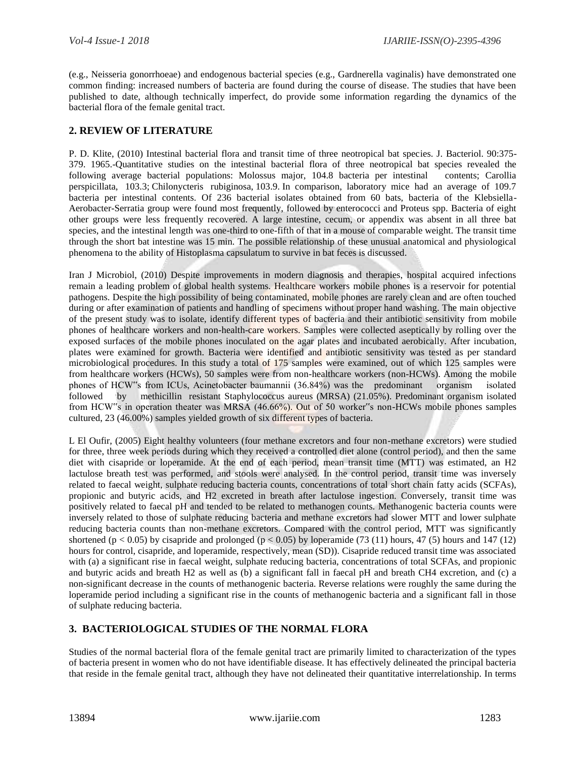(e.g., Neisseria gonorrhoeae) and endogenous bacterial species (e.g., Gardnerella vaginalis) have demonstrated one common finding: increased numbers of bacteria are found during the course of disease. The studies that have been published to date, although technically imperfect, do provide some information regarding the dynamics of the bacterial flora of the female genital tract.

## 2. REVIEW OF LITERATURE

P. D. Klite, (2010) Intestinal bacterial flora and transit time of three neotropical bat species. J. Bacteriol. 90:375-379. 1965.-Quantitative studies on the intestinal bacterial flora of three neotropical bat species revealed the following average bacterial populations: Molossus major, 104.8 bacteria per intestinal contents; Carollia perspicillata, 103.3; Chilonycteris rubiginosa, 103.9. In comparison, laboratory mice had an average of 109.7 bacteria per intestinal contents. Of 236 bacterial isolates obtained from 60 bats, bacteria of the Klebsiella-Aerobacter-Serratia group were found most frequently, followed by enterococci and Proteus spp. Bacteria of eight other groups were less frequently recovered. A large intestine, cecum, or appendix was absent in all three bat species, and the intestinal length was one-third to one-fifth of that in a mouse of comparable weight. The transit time through the short bat intestine was 15 min. The possible relationship of these unusual anatomical and physiological phenomena to the ability of Histoplasma capsulatum to survive in bat feces is discussed.

Iran J Microbiol, (2010) Despite improvements in modern diagnosis and therapies, hospital acquired infections remain a leading problem of global health systems. Healthcare workers mobile phones is a reservoir for potential pathogens. Despite the high possibility of being contaminated, mobile phones are rarely clean and are often touched during or after examination of patients and handling of specimens without proper hand washing. The main objective of the present study was to isolate, identify different types of bacteria and their antibiotic sensitivity from mobile phones of healthcare workers and non-health-care workers. Samples were collected aseptically by rolling over the exposed surfaces of the mobile phones inoculated on the agar plates and incubated aerobically. After incubation, plates were examined for growth. Bacteria were identified and antibiotic sensitivity was tested as per standard microbiological procedures. In this study a total of 175 samples were examined, out of which 125 samples were from healthcare workers (HCWs), 50 samples were from non-healthcare workers (non-HCWs). Among the mobile phones of HCW‟s from ICUs, Acinetobacter baumannii (36.84%) was the predominant organism isolated followed by methicillin resistant Staphylococcus aureus (MRSA) (21.05%). Predominant organism isolated from HCW‟s in operation theater was MRSA (46.66%). Out of 50 worker‟s non-HCWs mobile phones samples cultured, 23 (46.00%) samples yielded growth of six different types of bacteria.

L El Oufir, (2005) Eight healthy volunteers (four methane excretors and four non-methane excretors) were studied for three, three week periods during which they received a controlled diet alone (control period), and then the same diet with cisapride or loperamide. At the end of each period, mean transit time (MTT) was estimated, an $H_2$ lactulose breath test was performed, and stools were analysed. In the control period, transit time was inversely related to faecal weight, sulphate reducing bacteria counts, concentrations of total short chain fatty acids (SCFAs), propionic and butyric acids, and $H_2$ excreted in breath after lactulose ingestion. Conversely, transit time was positively related to faecal pH and tended to be related to methanogen counts. Methanogenic bacteria counts were inversely related to those of sulphate reducing bacteria and methane excretors had slower MTT and lower sulphate reducing bacteria counts than non-methane excretors. Compared with the control period, MTT was significantly shortened ($p < 0.05$) by cisapride and prolonged ($p < 0.05$) by loperamide (73 (11) hours, 47 (5) hours and 147 (12) hours for control, cisapride, and loperamide, respectively, mean (SD)). Cisapride reduced transit time was associated with (a) a significant rise in faecal weight, sulphate reducing bacteria, concentrations of total SCFAs, and propionic and butyric acids and breath $H_2$ as well as (b) a significant fall in faecal pH and breath $CH_4$ excretion, and (c) a non-significant decrease in the counts of methanogenic bacteria. Reverse relations were roughly the same during the loperamide period including a significant rise in the counts of methanogenic bacteria and a significant fall in those of sulphate reducing bacteria.

## 3. BACTERIOLOGICAL STUDIES OF THE NORMAL FLORA

Studies of the normal bacterial flora of the female genital tract are primarily limited to characterization of the types of bacteria present in women who do not have identifiable disease. It has effectively delineated the principal bacteria that reside in the female genital tract, although they have not delineated their quantitative interrelationship. In terms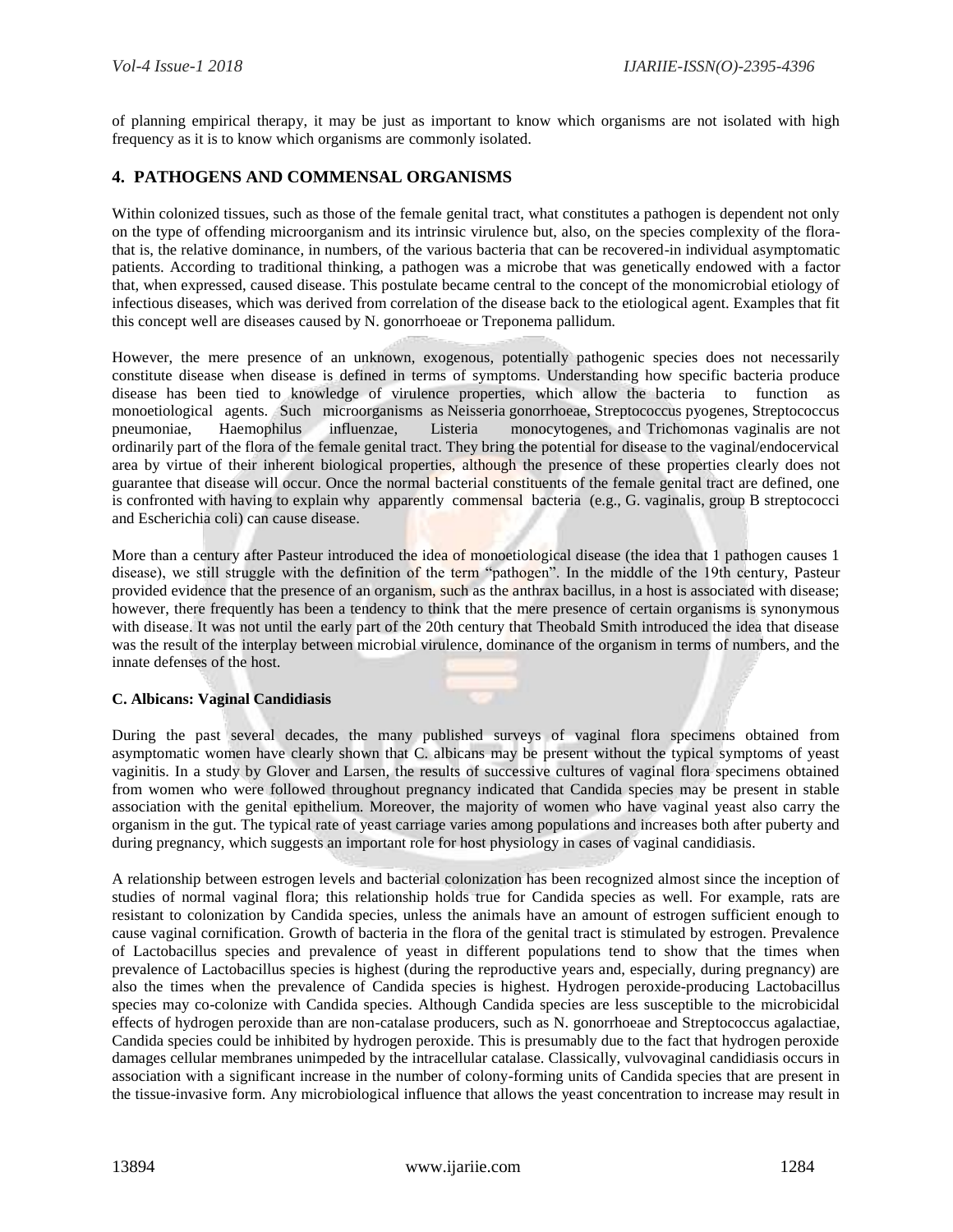of planning empirical therapy, it may be just as important to know which organisms are not isolated with high frequency as it is to know which organisms are commonly isolated.

## 4. PATHOGENS AND COMMENSAL ORGANISMS

Within colonized tissues, such as those of the female genital tract, what constitutes a pathogen is dependent not only on the type of offending microorganism and its intrinsic virulence but, also, on the species complexity of the flora-that is, the relative dominance, in numbers, of the various bacteria that can be recovered-in individual asymptomatic patients. According to traditional thinking, a pathogen was a microbe that was genetically endowed with a factor that, when expressed, caused disease. This postulate became central to the concept of the monomicrobial etiology of infectious diseases, which was derived from correlation of the disease back to the etiological agent. Examples that fit this concept well are diseases caused by N. gonorrhoeae or Treponema pallidum.

However, the mere presence of an unknown, exogenous, potentially pathogenic species does not necessarily constitute disease when disease is defined in terms of symptoms. Understanding how specific bacteria produce disease has been tied to knowledge of virulence properties, which allow the bacteria to function as monoetiological agents. Such microorganisms as Neisseria gonorrhoeae, Streptococcus pyogenes, Streptococcus pneumoniae, Haemophilus influenzae, Listeria monocytogenes, and Trichomonas vaginalis are not ordinarily part of the flora of the female genital tract. They bring the potential for disease to the vaginal/endocervical area by virtue of their inherent biological properties, although the presence of these properties clearly does not guarantee that disease will occur. Once the normal bacterial constituents of the female genital tract are defined, one is confronted with having to explain why apparently commensal bacteria (e.g., G. vaginalis, group B streptococci and Escherichia coli) can cause disease.

More than a century after Pasteur introduced the idea of monoetiological disease (the idea that 1 pathogen causes 1 disease), we still struggle with the definition of the term "pathogen". In the middle of the 19th century, Pasteur provided evidence that the presence of an organism, such as the anthrax bacillus, in a host is associated with disease; however, there frequently has been a tendency to think that the mere presence of certain organisms is synonymous with disease. It was not until the early part of the 20th century that Theobald Smith introduced the idea that disease was the result of the interplay between microbial virulence, dominance of the organism in terms of numbers, and the innate defenses of the host.

### C. Albicans: Vaginal Candidiasis

During the past several decades, the many published surveys of vaginal flora specimens obtained from asymptomatic women have clearly shown that C. albicans may be present without the typical symptoms of yeast vaginitis. In a study by Glover and Larsen, the results of successive cultures of vaginal flora specimens obtained from women who were followed throughout pregnancy indicated that Candida species may be present in stable association with the genital epithelium. Moreover, the majority of women who have vaginal yeast also carry the organism in the gut. The typical rate of yeast carriage varies among populations and increases both after puberty and during pregnancy, which suggests an important role for host physiology in cases of vaginal candidiasis.

A relationship between estrogen levels and bacterial colonization has been recognized almost since the inception of studies of normal vaginal flora; this relationship holds true for Candida species as well. For example, rats are resistant to colonization by Candida species, unless the animals have an amount of estrogen sufficient enough to cause vaginal cornification. Growth of bacteria in the flora of the genital tract is stimulated by estrogen. Prevalence of Lactobacillus species and prevalence of yeast in different populations tend to show that the times when prevalence of Lactobacillus species is highest (during the reproductive years and, especially, during pregnancy) are also the times when the prevalence of Candida species is highest. Hydrogen peroxide-producing Lactobacillus species may co-colonize with Candida species. Although Candida species are less susceptible to the microbicidal effects of hydrogen peroxide than are non-catalase producers, such as N. gonorrhoeae and Streptococcus agalactiae, Candida species could be inhibited by hydrogen peroxide. This is presumably due to the fact that hydrogen peroxide damages cellular membranes unimpeded by the intracellular catalase. Classically, vulvovaginal candidiasis occurs in association with a significant increase in the number of colony-forming units of Candida species that are present in the tissue-invasive form. Any microbiological influence that allows the yeast concentration to increase may result in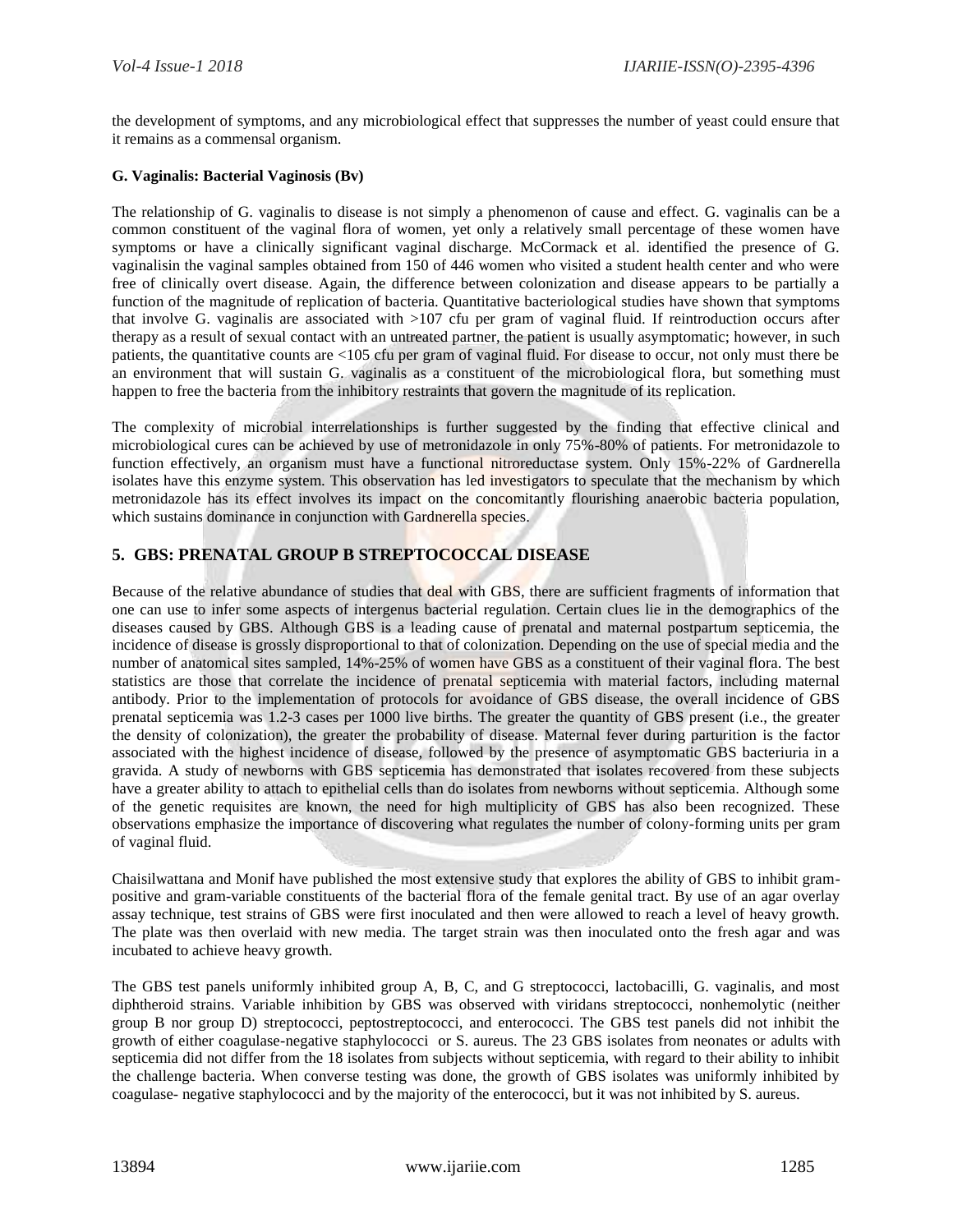the development of symptoms, and any microbiological effect that suppresses the number of yeast could ensure that it remains as a commensal organism.

**G. Vaginalis: Bacterial Vaginosis (Bv)**

The relationship of G. vaginalis to disease is not simply a phenomenon of cause and effect. G. vaginalis can be a common constituent of the vaginal flora of women, yet only a relatively small percentage of these women have symptoms or have a clinically significant vaginal discharge. McCormack et al. identified the presence of G. vaginalisin the vaginal samples obtained from 150 of 446 women who visited a student health center and who were free of clinically overt disease. Again, the difference between colonization and disease appears to be partially a function of the magnitude of replication of bacteria. Quantitative bacteriological studies have shown that symptoms that involve G. vaginalis are associated with >107 cfu per gram of vaginal fluid. If reintroduction occurs after therapy as a result of sexual contact with an untreated partner, the patient is usually asymptomatic; however, in such patients, the quantitative counts are <105 cfu per gram of vaginal fluid. For disease to occur, not only must there be an environment that will sustain G. vaginalis as a constituent of the microbiological flora, but something must happen to free the bacteria from the inhibitory restraints that govern the magnitude of its replication.

The complexity of microbial interrelationships is further suggested by the finding that effective clinical and microbiological cures can be achieved by use of metronidazole in only 75%-80% of patients. For metronidazole to function effectively, an organism must have a functional nitroreductase system. Only 15%-22% of Gardnerella isolates have this enzyme system. This observation has led investigators to speculate that the mechanism by which metronidazole has its effect involves its impact on the concomitantly flourishing anaerobic bacteria population, which sustains dominance in conjunction with Gardnerella species.

## 5. GBS: PRENATAL GROUP B STREPTOCOCCAL DISEASE

Because of the relative abundance of studies that deal with GBS, there are sufficient fragments of information that one can use to infer some aspects of intergenus bacterial regulation. Certain clues lie in the demographics of the diseases caused by GBS. Although GBS is a leading cause of prenatal and maternal postpartum septicemia, the incidence of disease is grossly disproportional to that of colonization. Depending on the use of special media and the number of anatomical sites sampled, 14%-25% of women have GBS as a constituent of their vaginal flora. The best statistics are those that correlate the incidence of prenatal septicemia with material factors, including maternal antibody. Prior to the implementation of protocols for avoidance of GBS disease, the overall incidence of GBS prenatal septicemia was 1.2-3 cases per 1000 live births. The greater the quantity of GBS present (i.e., the greater the density of colonization), the greater the probability of disease. Maternal fever during parturition is the factor associated with the highest incidence of disease, followed by the presence of asymptomatic GBS bacteriuria in a gravida. A study of newborns with GBS septicemia has demonstrated that isolates recovered from these subjects have a greater ability to attach to epithelial cells than do isolates from newborns without septicemia. Although some of the genetic requisites are known, the need for high multiplicity of GBS has also been recognized. These observations emphasize the importance of discovering what regulates the number of colony-forming units per gram of vaginal fluid.

Chaisilwattana and Monif have published the most extensive study that explores the ability of GBS to inhibit gram-positive and gram-variable constituents of the bacterial flora of the female genital tract. By use of an agar overlay assay technique, test strains of GBS were first inoculated and then were allowed to reach a level of heavy growth. The plate was then overlaid with new media. The target strain was then inoculated onto the fresh agar and was incubated to achieve heavy growth.

The GBS test panels uniformly inhibited group A, B, C, and G streptococci, lactobacilli, G. vaginalis, and most diphtheroid strains. Variable inhibition by GBS was observed with viridans streptococci, nonhemolytic (neither group B nor group D) streptococci, peptostreptococci, and enterococci. The GBS test panels did not inhibit the growth of either coagulase-negative staphylococci or S. aureus. The 23 GBS isolates from neonates or adults with septicemia did not differ from the 18 isolates from subjects without septicemia, with regard to their ability to inhibit the challenge bacteria. When converse testing was done, the growth of GBS isolates was uniformly inhibited by coagulase- negative staphylococci and by the majority of the enterococci, but it was not inhibited by S. aureus.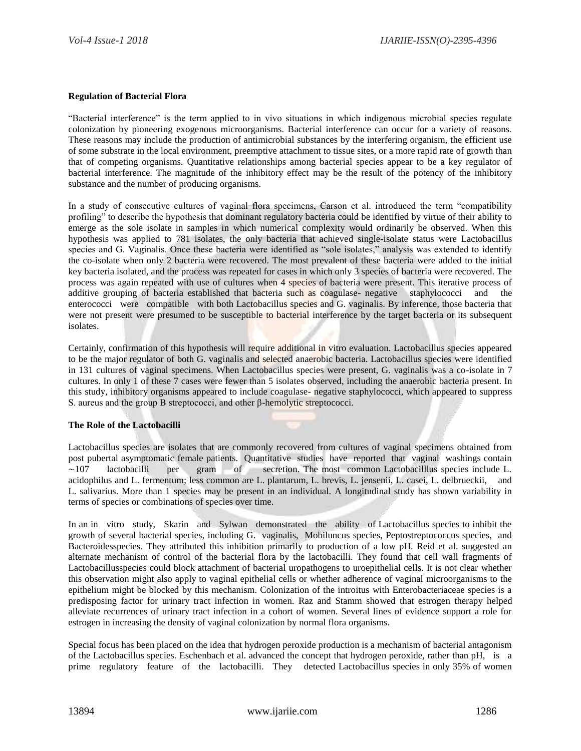**Regulation of Bacterial Flora**

"Bacterial interference" is the term applied to in vivo situations in which indigenous microbial species regulate colonization by pioneering exogenous microorganisms. Bacterial interference can occur for a variety of reasons. These reasons may include the production of antimicrobial substances by the interfering organism, the efficient use of some substrate in the local environment, preemptive attachment to tissue sites, or a more rapid rate of growth than that of competing organisms. Quantitative relationships among bacterial species appear to be a key regulator of bacterial interference. The magnitude of the inhibitory effect may be the result of the potency of the inhibitory substance and the number of producing organisms.

In a study of consecutive cultures of vaginal flora specimens, Carson et al. introduced the term "compatibility profiling" to describe the hypothesis that dominant regulatory bacteria could be identified by virtue of their ability to emerge as the sole isolate in samples in which numerical complexity would ordinarily be observed. When this hypothesis was applied to 781 isolates, the only bacteria that achieved single-isolate status were Lactobacillus species and G. Vaginalis. Once these bacteria were identified as "sole isolates," analysis was extended to identify the co-isolate when only 2 bacteria were recovered. The most prevalent of these bacteria were added to the initial key bacteria isolated, and the process was repeated for cases in which only 3 species of bacteria were recovered. The process was again repeated with use of cultures when 4 species of bacteria were present. This iterative process of additive grouping of bacteria established that bacteria such as coagulase- negative staphylococci and the enterococci were compatible with both Lactobacillus species and G. vaginalis. By inference, those bacteria that were not present were presumed to be susceptible to bacterial interference by the target bacteria or its subsequent isolates.

Certainly, confirmation of this hypothesis will require additional in vitro evaluation. Lactobacillus species appeared to be the major regulator of both G. vaginalis and selected anaerobic bacteria. Lactobacillus species were identified in 131 cultures of vaginal specimens. When Lactobacillus species were present, G. vaginalis was a co-isolate in 7 cultures. In only 1 of these 7 cases were fewer than 5 isolates observed, including the anaerobic bacteria present. In this study, inhibitory organisms appeared to include coagulase- negative staphylococci, which appeared to suppress S. aureus and the group B streptococci, and other β-hemolytic streptococci.

**The Role of the Lactobacilli**

Lactobacillus species are isolates that are commonly recovered from cultures of vaginal specimens obtained from post pubertal asymptomatic female patients. Quantitative studies have reported that vaginal washings contain ∼107 lactobacilli per gram of secretion. The most common Lactobacilllus species include L. acidophilus and L. fermentum; less common are L. plantarum, L. brevis, L. jensenii, L. casei, L. delbrueckii, and L. salivarius. More than 1 species may be present in an individual. A longitudinal study has shown variability in terms of species or combinations of species over time.

In an in vitro study, Skarin and Sylwan demonstrated the ability of Lactobacillus species to inhibit the growth of several bacterial species, including G. vaginalis, Mobiluncus species, Peptostreptococcus species, and Bacteroidesspecies. They attributed this inhibition primarily to production of a low pH. Reid et al. suggested an alternate mechanism of control of the bacterial flora by the lactobacilli. They found that cell wall fragments of Lactobacillusspecies could block attachment of bacterial uropathogens to uroepithelial cells. It is not clear whether this observation might also apply to vaginal epithelial cells or whether adherence of vaginal microorganisms to the epithelium might be blocked by this mechanism. Colonization of the introitus with Enterobacteriaceae species is a predisposing factor for urinary tract infection in women. Raz and Stamm showed that estrogen therapy helped alleviate recurrences of urinary tract infection in a cohort of women. Several lines of evidence support a role for estrogen in increasing the density of vaginal colonization by normal flora organisms.

Special focus has been placed on the idea that hydrogen peroxide production is a mechanism of bacterial antagonism of the Lactobacillus species. Eschenbach et al. advanced the concept that hydrogen peroxide, rather than pH, is a prime regulatory feature of the lactobacilli. They detected Lactobacillus species in only 35% of women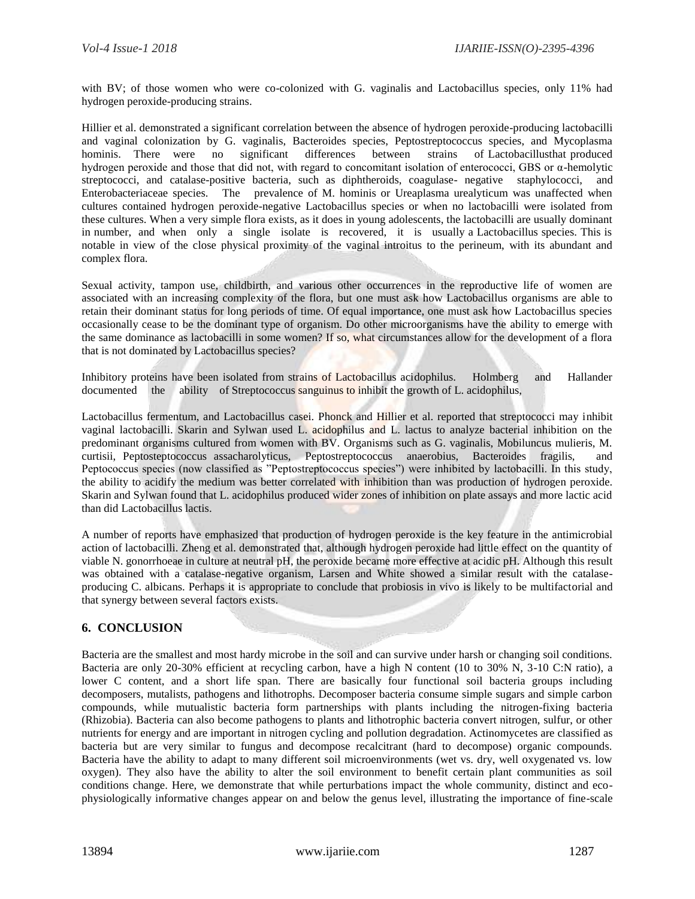with BV; of those women who were co-colonized with G. vaginalis and Lactobacillus species, only 11% had hydrogen peroxide-producing strains.

Hillier et al. demonstrated a significant correlation between the absence of hydrogen peroxide-producing lactobacilli and vaginal colonization by G. vaginalis, Bacteroides species, Peptostreptococcus species, and Mycoplasma hominis. There were no significant differences between strains of Lactobacillusthat produced hydrogen peroxide and those that did not, with regard to concomitant isolation of enterococci, GBS or α-hemolytic streptococci, and catalase-positive bacteria, such as diphtheroids, coagulase- negative staphylococci, and Enterobacteriaceae species. The prevalence of M. hominis or Ureaplasma urealyticum was unaffected when cultures contained hydrogen peroxide-negative Lactobacillus species or when no lactobacilli were isolated from these cultures. When a very simple flora exists, as it does in young adolescents, the lactobacilli are usually dominant in number, and when only a single isolate is recovered, it is usually a Lactobacillus species. This is notable in view of the close physical proximity of the vaginal introitus to the perineum, with its abundant and complex flora.

Sexual activity, tampon use, childbirth, and various other occurrences in the reproductive life of women are associated with an increasing complexity of the flora, but one must ask how Lactobacillus organisms are able to retain their dominant status for long periods of time. Of equal importance, one must ask how Lactobacillus species occasionally cease to be the dominant type of organism. Do other microorganisms have the ability to emerge with the same dominance as lactobacilli in some women? If so, what circumstances allow for the development of a flora that is not dominated by Lactobacillus species?

Inhibitory proteins have been isolated from strains of Lactobacillus acidophilus. Holmberg and Hallander documented the ability of Streptococcus sanguinus to inhibit the growth of L. acidophilus,

Lactobacillus fermentum, and Lactobacillus casei. Phonck and Hillier et al. reported that streptococci may inhibit vaginal lactobacilli. Skarin and Sylwan used L. acidophilus and L. lactus to analyze bacterial inhibition on the predominant organisms cultured from women with BV. Organisms such as G. vaginalis, Mobiluncus mulieris, M. curtisii, Peptosteptococcus assacharolyticus, Peptostreptococcus anaerobius, Bacteroides fragilis, and Peptococcus species (now classified as "Peptostreptococcus species") were inhibited by lactobacilli. In this study, the ability to acidify the medium was better correlated with inhibition than was production of hydrogen peroxide. Skarin and Sylwan found that L. acidophilus produced wider zones of inhibition on plate assays and more lactic acid than did Lactobacillus lactis.

A number of reports have emphasized that production of hydrogen peroxide is the key feature in the antimicrobial action of lactobacilli. Zheng et al. demonstrated that, although hydrogen peroxide had little effect on the quantity of viable N. gonorrhoeae in culture at neutral pH, the peroxide became more effective at acidic pH. Although this result was obtained with a catalase-negative organism, Larsen and White showed a similar result with the catalase-producing C. albicans. Perhaps it is appropriate to conclude that probiosis in vivo is likely to be multifactorial and that synergy between several factors exists.

## 6. CONCLUSION

Bacteria are the smallest and most hardy microbe in the soil and can survive under harsh or changing soil conditions. Bacteria are only 20-30% efficient at recycling carbon, have a high N content (10 to 30% N, 3-10 C:N ratio), a lower C content, and a short life span. There are basically four functional soil bacteria groups including decomposers, mutalists, pathogens and lithotrophs. Decomposer bacteria consume simple sugars and simple carbon compounds, while mutualistic bacteria form partnerships with plants including the nitrogen-fixing bacteria (Rhizobia). Bacteria can also become pathogens to plants and lithotrophic bacteria convert nitrogen, sulfur, or other nutrients for energy and are important in nitrogen cycling and pollution degradation. Actinomycetes are classified as bacteria but are very similar to fungus and decompose recalcitrant (hard to decompose) organic compounds. Bacteria have the ability to adapt to many different soil microenvironments (wet vs. dry, well oxygenated vs. low oxygen). They also have the ability to alter the soil environment to benefit certain plant communities as soil conditions change. Here, we demonstrate that while perturbations impact the whole community, distinct and eco-physiologically informative changes appear on and below the genus level, illustrating the importance of fine-scale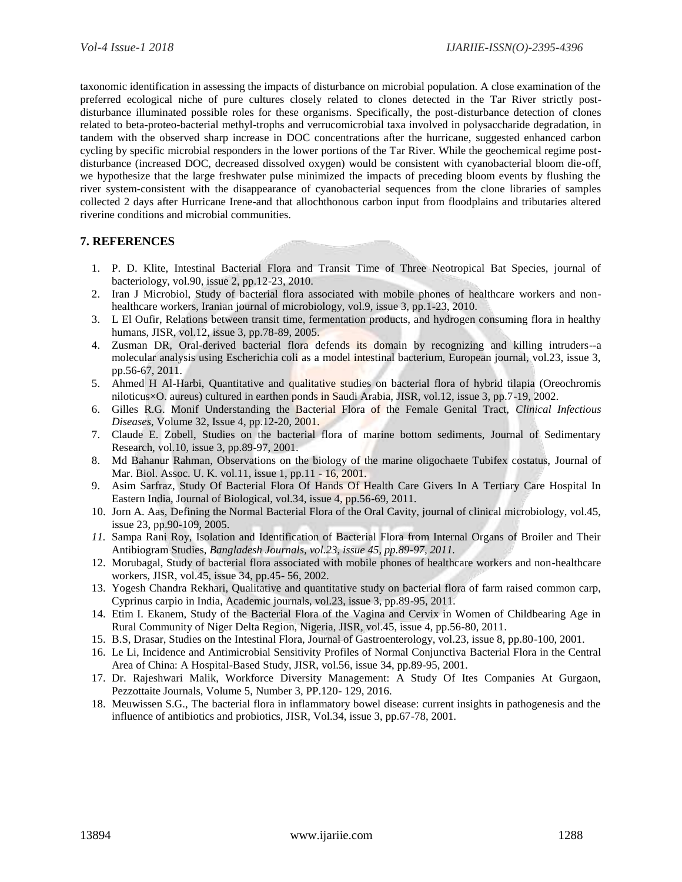taxonomic identification in assessing the impacts of disturbance on microbial population. A close examination of the preferred ecological niche of pure cultures closely related to clones detected in the Tar River strictly post-disturbance illuminated possible roles for these organisms. Specifically, the post-disturbance detection of clones related to beta-proteo-bacterial methyl-trophs and verrucomicrobial taxa involved in polysaccharide degradation, in tandem with the observed sharp increase in DOC concentrations after the hurricane, suggested enhanced carbon cycling by specific microbial responders in the lower portions of the Tar River. While the geochemical regime post-disturbance (increased DOC, decreased dissolved oxygen) would be consistent with cyanobacterial bloom die-off, we hypothesize that the large freshwater pulse minimized the impacts of preceding bloom events by flushing the river system-consistent with the disappearance of cyanobacterial sequences from the clone libraries of samples collected 2 days after Hurricane Irene-and that allochthonous carbon input from floodplains and tributaries altered riverine conditions and microbial communities.

## 7. REFERENCES

1. P. D. Klite, Intestinal Bacterial Flora and Transit Time of Three Neotropical Bat Species, journal of bacteriology, vol.90, issue 2, pp.12-23, 2010.
2. Iran J Microbiol, Study of bacterial flora associated with mobile phones of healthcare workers and non-healthcare workers, Iranian journal of microbiology, vol.9, issue 3, pp.1-23, 2010.
3. L El Oufir, Relations between transit time, fermentation products, and hydrogen consuming flora in healthy humans, JISR, vol.12, issue 3, pp.78-89, 2005.
4. Zusman DR, Oral-derived bacterial flora defends its domain by recognizing and killing intruders--a molecular analysis using Escherichia coli as a model intestinal bacterium, European journal, vol.23, issue 3, pp.56-67, 2011.
5. Ahmed H Al-Harbi, Quantitative and qualitative studies on bacterial flora of hybrid tilapia (Oreochromis niloticus×O. aureus) cultured in earthen ponds in Saudi Arabia, JISR, vol.12, issue 3, pp.7-19, 2002.
6. Gilles R.G. Monif Understanding the Bacterial Flora of the Female Genital Tract, *Clinical Infectious Diseases*, Volume 32, Issue 4, pp.12-20, 2001.
7. Claude E. Zobell, Studies on the bacterial flora of marine bottom sediments, Journal of Sedimentary Research, vol.10, issue 3, pp.89-97, 2001.
8. Md Bahanur Rahman, Observations on the biology of the marine oligochaete Tubifex costatus, Journal of Mar. Biol. Assoc. U. K. vol.11, issue 1, pp.11 - 16, 2001.
9. Asim Sarfraz, Study Of Bacterial Flora Of Hands Of Health Care Givers In A Tertiary Care Hospital In Eastern India, Journal of Biological, vol.34, issue 4, pp.56-69, 2011.
10. Jorn A. Aas, Defining the Normal Bacterial Flora of the Oral Cavity, journal of clinical microbiology, vol.45, issue 23, pp.90-109, 2005.
11. Sampa Rani Roy, Isolation and Identification of Bacterial Flora from Internal Organs of Broiler and Their Antibiogram Studies, *Bangladesh Journals, vol.23, issue 45, pp.89-97, 2011.*
12. Morubagal, Study of bacterial flora associated with mobile phones of healthcare workers and non-healthcare workers, JISR, vol.45, issue 34, pp.45- 56, 2002.
13. Yogesh Chandra Rekhari, Qualitative and quantitative study on bacterial flora of farm raised common carp, Cyprinus carpio in India, Academic journals, vol.23, issue 3, pp.89-95, 2011.
14. Etim I. Ekanem, Study of the Bacterial Flora of the Vagina and Cervix in Women of Childbearing Age in Rural Community of Niger Delta Region, Nigeria, JISR, vol.45, issue 4, pp.56-80, 2011.
15. B.S, Drasar, Studies on the Intestinal Flora, Journal of Gastroenterology, vol.23, issue 8, pp.80-100, 2001.
16. Le Li, Incidence and Antimicrobial Sensitivity Profiles of Normal Conjunctiva Bacterial Flora in the Central Area of China: A Hospital-Based Study, JISR, vol.56, issue 34, pp.89-95, 2001.
17. Dr. Rajeshwari Malik, Workforce Diversity Management: A Study Of Ites Companies At Gurgaon, Pezzottaite Journals, Volume 5, Number 3, PP.120- 129, 2016.
18. Meuwissen S.G., The bacterial flora in inflammatory bowel disease: current insights in pathogenesis and the influence of antibiotics and probiotics, JISR, Vol.34, issue 3, pp.67-78, 2001.